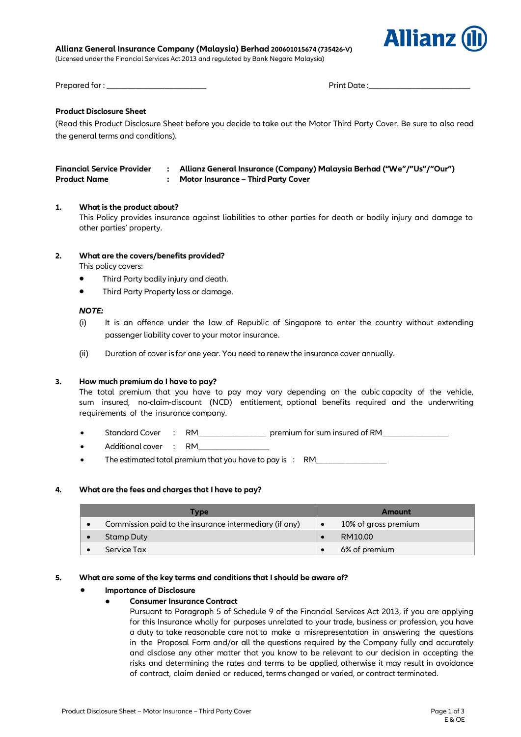**Allianz General Insurance Company (Malaysia) Berhad** 200601015674 (735426-V)
(Licensed under the Financial Services Act 2013 and regulated by Bank Negara Malaysia)

Allianz

Prepared for : ________________________ Print Date :________________________

**Product Disclosure Sheet**

(Read this Product Disclosure Sheet before you decide to take out the Motor Third Party Cover. Be sure to also read the general terms and conditions).

| | | |
|---|---|---|
| **Financial Service Provider** | : | **Allianz General Insurance (Company) Malaysia Berhad ("We"/"Us"/"Our")** |
| **Product Name** | : | **Motor Insurance – Third Party Cover** |

**1. What is the product about?**

This Policy provides insurance against liabilities to other parties for death or bodily injury and damage to other parties' property.

**2. What are the covers/benefits provided?**

This policy covers:

- Third Party bodily injury and death.
- Third Party Property loss or damage.

***NOTE:***

(i) It is an offence under the law of Republic of Singapore to enter the country without extending passenger liability cover to your motor insurance.

(ii) Duration of cover is for one year. You need to renew the insurance cover annually.

**3. How much premium do I have to pay?**

The total premium that you have to pay may vary depending on the cubic capacity of the vehicle, sum insured, no-claim-discount (NCD) entitlement, optional benefits required and the underwriting requirements of the insurance company.

- Standard Cover : RM________________ premium for sum insured of RM________________
- Additional cover : RM_________________
- The estimated total premium that you have to pay is : RM_________________

**4. What are the fees and charges that I have to pay?**

| Type | Amount |
|---|---|
| • Commission paid to the insurance intermediary (if any) | • 10% of gross premium |
| • Stamp Duty | • RM10.00 |
| • Service Tax | • 6% of premium |

**5. What are some of the key terms and conditions that I should be aware of?**

- **Importance of Disclosure**
  - **Consumer Insurance Contract**

    Pursuant to Paragraph 5 of Schedule 9 of the Financial Services Act 2013, if you are applying for this Insurance wholly for purposes unrelated to your trade, business or profession, you have a duty to take reasonable care not to make a misrepresentation in answering the questions in the Proposal Form and/or all the questions required by the Company fully and accurately and disclose any other matter that you know to be relevant to our decision in accepting the risks and determining the rates and terms to be applied, otherwise it may result in avoidance of contract, claim denied or reduced, terms changed or varied, or contract terminated.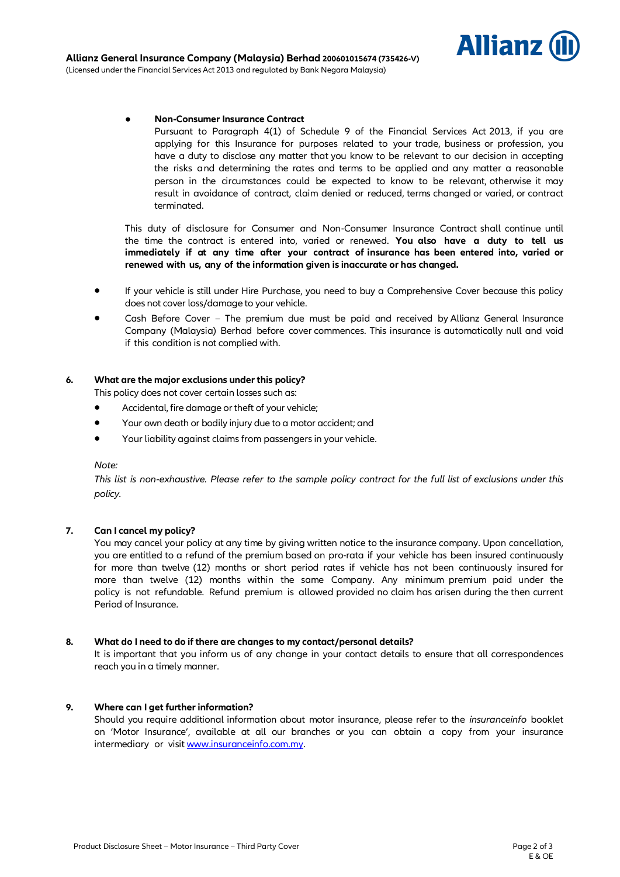- **Non-Consumer Insurance Contract**
  Pursuant to Paragraph 4(1) of Schedule 9 of the Financial Services Act 2013, if you are applying for this Insurance for purposes related to your trade, business or profession, you have a duty to disclose any matter that you know to be relevant to our decision in accepting the risks and determining the rates and terms to be applied and any matter a reasonable person in the circumstances could be expected to know to be relevant, otherwise it may result in avoidance of contract, claim denied or reduced, terms changed or varied, or contract terminated.

This duty of disclosure for Consumer and Non-Consumer Insurance Contract shall continue until the time the contract is entered into, varied or renewed. **You also have a duty to tell us immediately if at any time after your contract of insurance has been entered into, varied or renewed with us, any of the information given is inaccurate or has changed.**

- If your vehicle is still under Hire Purchase, you need to buy a Comprehensive Cover because this policy does not cover loss/damage to your vehicle.
- Cash Before Cover – The premium due must be paid and received by Allianz General Insurance Company (Malaysia) Berhad before cover commences. This insurance is automatically null and void if this condition is not complied with.

**6. What are the major exclusions under this policy?**

This policy does not cover certain losses such as:

- Accidental, fire damage or theft of your vehicle;
- Your own death or bodily injury due to a motor accident; and
- Your liability against claims from passengers in your vehicle.

*Note:*

*This list is non-exhaustive. Please refer to the sample policy contract for the full list of exclusions under this policy.*

**7. Can I cancel my policy?**

You may cancel your policy at any time by giving written notice to the insurance company. Upon cancellation, you are entitled to a refund of the premium based on pro-rata if your vehicle has been insured continuously for more than twelve (12) months or short period rates if vehicle has not been continuously insured for more than twelve (12) months within the same Company. Any minimum premium paid under the policy is not refundable. Refund premium is allowed provided no claim has arisen during the then current Period of Insurance.

**8. What do I need to do if there are changes to my contact/personal details?**

It is important that you inform us of any change in your contact details to ensure that all correspondences reach you in a timely manner.

**9. Where can I get further information?**

Should you require additional information about motor insurance, please refer to the *insuranceinfo* booklet on 'Motor Insurance', available at all our branches or you can obtain a copy from your insurance intermediary or visit www.insuranceinfo.com.my.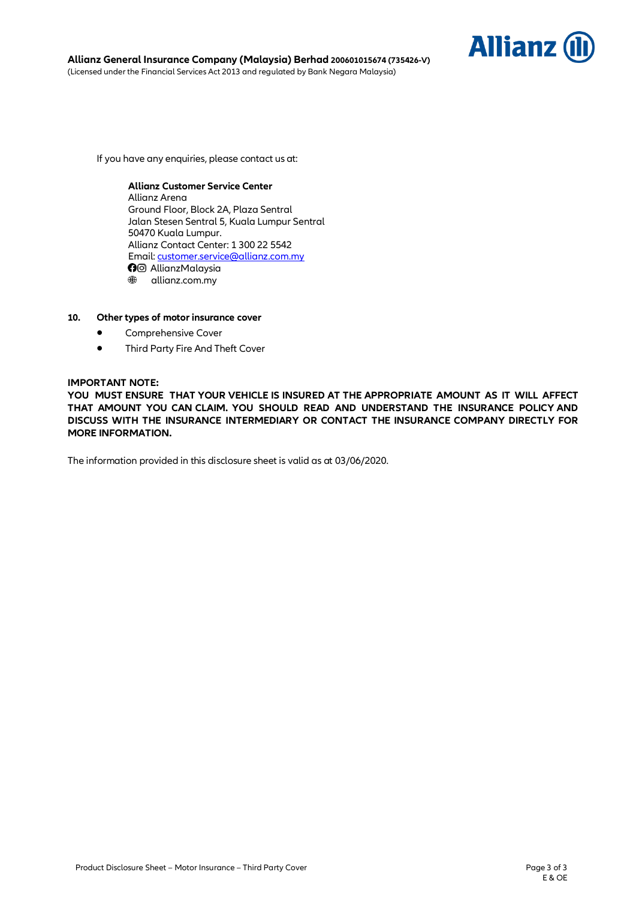If you have any enquiries, please contact us at:

**Allianz Customer Service Center**
Allianz Arena
Ground Floor, Block 2A, Plaza Sentral
Jalan Stesen Sentral 5, Kuala Lumpur Sentral
50470 Kuala Lumpur.
Allianz Contact Center: 1 300 22 5542
Email: customer.service@allianz.com.my
AllianzMalaysia
allianz.com.my

**10. Other types of motor insurance cover**

- Comprehensive Cover
- Third Party Fire And Theft Cover

**IMPORTANT NOTE:**
**YOU MUST ENSURE THAT YOUR VEHICLE IS INSURED AT THE APPROPRIATE AMOUNT AS IT WILL AFFECT THAT AMOUNT YOU CAN CLAIM. YOU SHOULD READ AND UNDERSTAND THE INSURANCE POLICY AND DISCUSS WITH THE INSURANCE INTERMEDIARY OR CONTACT THE INSURANCE COMPANY DIRECTLY FOR MORE INFORMATION.**

The information provided in this disclosure sheet is valid as at 03/06/2020.

E & OE